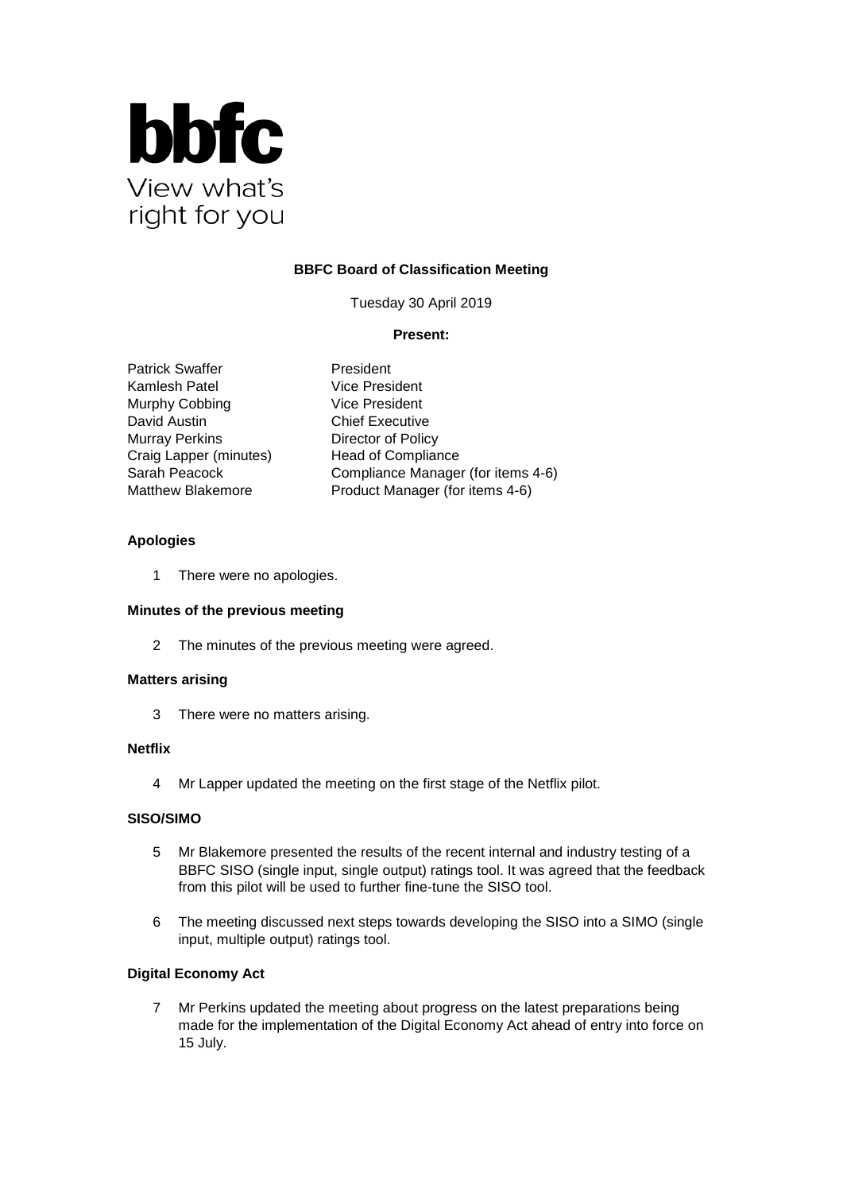bbfc

View what's right for you

**BBFC Board of Classification Meeting**

Tuesday 30 April 2019

**Present:**

Patrick Swaffer — President
Kamlesh Patel — Vice President
Murphy Cobbing — Vice President
David Austin — Chief Executive
Murray Perkins — Director of Policy
Craig Lapper (minutes) — Head of Compliance
Sarah Peacock — Compliance Manager (for items 4-6)
Matthew Blakemore — Product Manager (for items 4-6)

**Apologies**

1 There were no apologies.

**Minutes of the previous meeting**

2 The minutes of the previous meeting were agreed.

**Matters arising**

3 There were no matters arising.

**Netflix**

4 Mr Lapper updated the meeting on the first stage of the Netflix pilot.

**SISO/SIMO**

5 Mr Blakemore presented the results of the recent internal and industry testing of a BBFC SISO (single input, single output) ratings tool. It was agreed that the feedback from this pilot will be used to further fine-tune the SISO tool.

6 The meeting discussed next steps towards developing the SISO into a SIMO (single input, multiple output) ratings tool.

**Digital Economy Act**

7 Mr Perkins updated the meeting about progress on the latest preparations being made for the implementation of the Digital Economy Act ahead of entry into force on 15 July.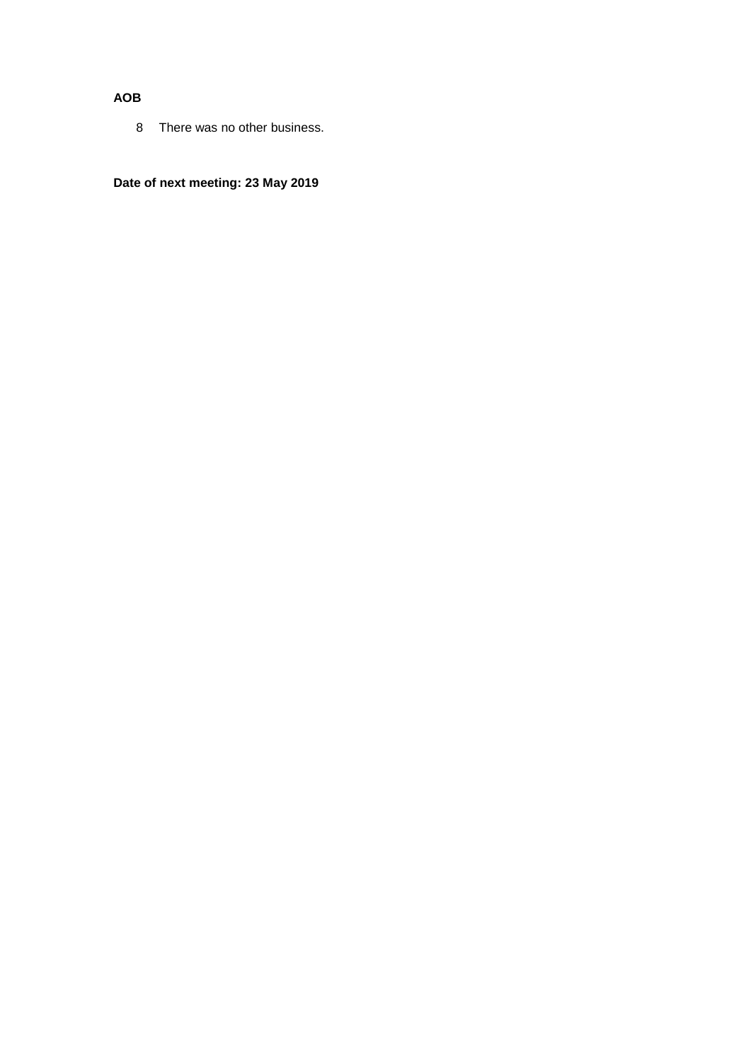**AOB**

8 There was no other business.

**Date of next meeting: 23 May 2019**